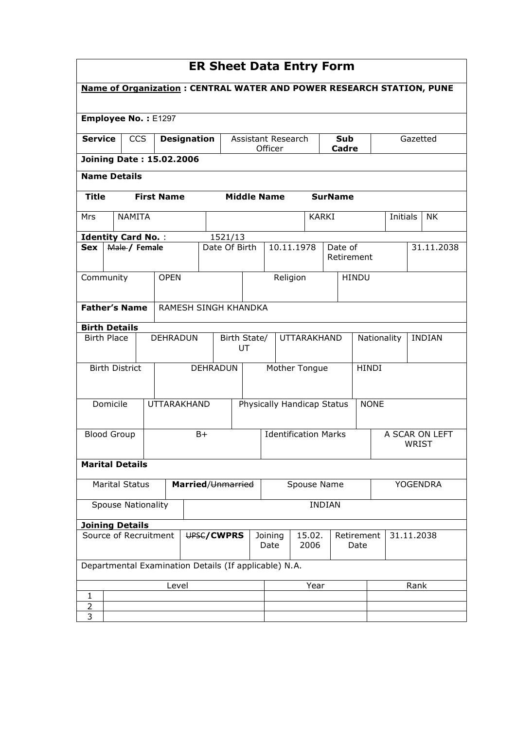# ER Sheet Data Entry Form

**Name of Organization : CENTRAL WATER AND POWER RESEARCH STATION, PUNE**

**Employee No. :** E1297

| **Service** | CCS | **Designation** | Assistant Research Officer | **Sub Cadre** | Gazetted |
|---|---|---|---|---|---|

**Joining Date : 15.02.2006**

**Name Details**

| **Title** | **First Name** | **Middle Name** | **SurName** | | |
|---|---|---|---|---|---|
| Mrs | NAMITA | | KARKI | Initials | NK |

**Identity Card No.** : 1521/13

| **Sex** | ~~Male~~ / **Female** | Date Of Birth | 10.11.1978 | Date of Retirement | 31.11.2038 |
|---|---|---|---|---|---|

| Community | OPEN | Religion | HINDU |
|---|---|---|---|

| **Father's Name** | RAMESH SINGH KHANDKA |
|---|---|

**Birth Details**

| Birth Place | DEHRADUN | Birth State/ UT | UTTARAKHAND | Nationality | INDIAN |
|---|---|---|---|---|---|
| Birth District | DEHRADUN | Mother Tongue | HINDI | | |
| Domicile | UTTARAKHAND | Physically Handicap Status | NONE | | |
| Blood Group | B+ | Identification Marks | A SCAR ON LEFT WRIST | | |

**Marital Details**

| Marital Status | **Married**/~~Unmarried~~ | Spouse Name | YOGENDRA |
|---|---|---|---|
| Spouse Nationality | INDIAN | | |

**Joining Details**

| Source of Recruitment | ~~UPSC~~/**CWPRS** | Joining Date | 15.02. 2006 | Retirement Date | 31.11.2038 |
|---|---|---|---|---|---|

Departmental Examination Details (If applicable) N.A.

| | Level | Year | Rank |
|---|---|---|---|
| 1 | | | |
| 2 | | | |
| 3 | | | |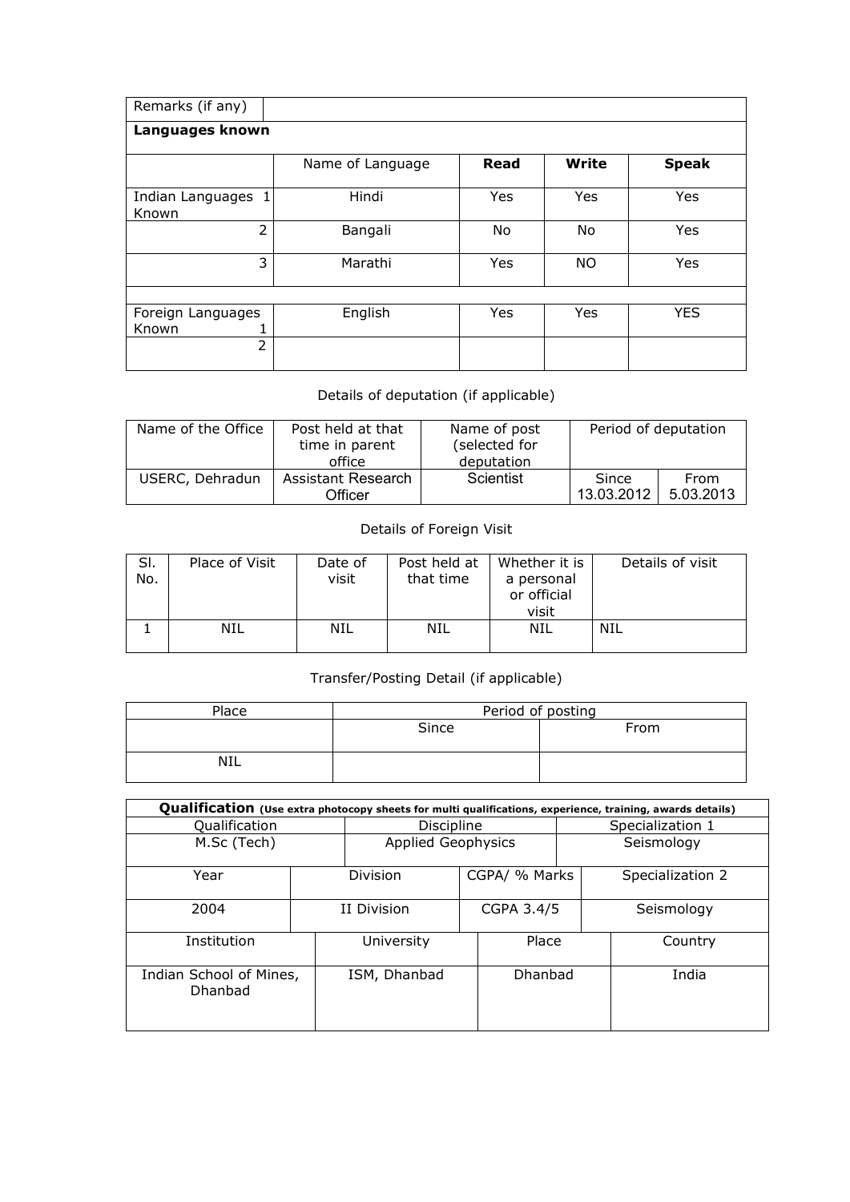| Remarks (if any) | | | | |
|---|---|---|---|---|
| **Languages known** | | | | |
| | Name of Language | **Read** | **Write** | **Speak** |
| Indian Languages Known 1 | Hindi | Yes | Yes | Yes |
| 2 | Bangali | No | No | Yes |
| 3 | Marathi | Yes | NO | Yes |
| | | | | |
| Foreign Languages Known 1 | English | Yes | Yes | YES |
| 2 | | | | |

Details of deputation (if applicable)

| Name of the Office | Post held at that time in parent office | Name of post (selected for deputation | Period of deputation | |
|---|---|---|---|---|
| USERC, Dehradun | Assistant Research Officer | Scientist | Since 13.03.2012 | From 5.03.2013 |

Details of Foreign Visit

| Sl. No. | Place of Visit | Date of visit | Post held at that time | Whether it is a personal or official visit | Details of visit |
|---|---|---|---|---|---|
| 1 | NIL | NIL | NIL | NIL | NIL |

Transfer/Posting Detail (if applicable)

| Place | Period of posting | |
|---|---|---|
| | Since | From |
| NIL | | |

| **Qualification** (Use extra photocopy sheets for multi qualifications, experience, training, awards details) | | | |
|---|---|---|---|
| Qualification | Discipline | Specialization 1 | |
| M.Sc (Tech) | Applied Geophysics | Seismology | |
| Year | Division | CGPA/ % Marks | Specialization 2 |
| 2004 | II Division | CGPA 3.4/5 | Seismology |
| Institution | University | Place | Country |
| Indian School of Mines, Dhanbad | ISM, Dhanbad | Dhanbad | India |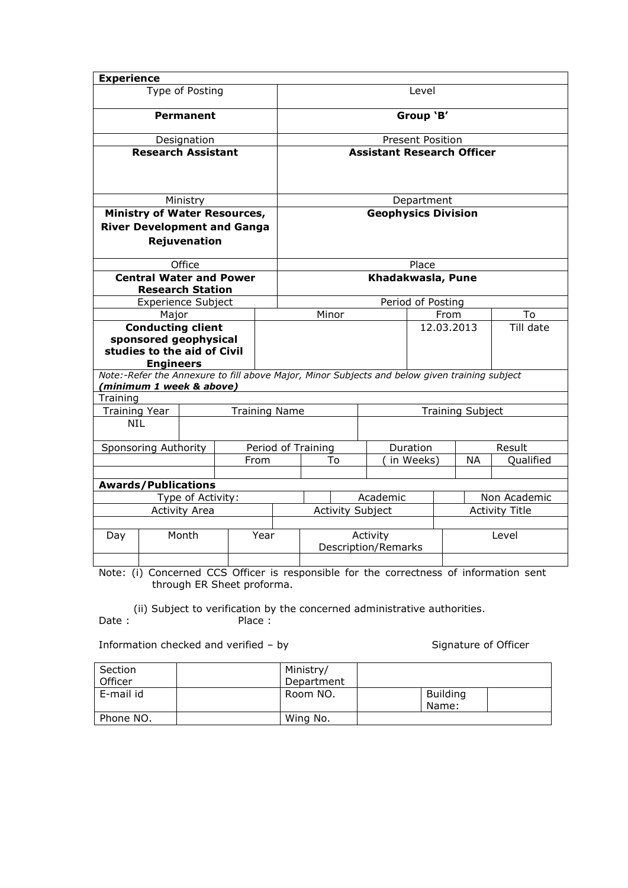**Experience**

| Type of Posting | Level |
|---|---|
| **Permanent** | **Group 'B'** |
| Designation | Present Position |
| **Research Assistant** | **Assistant Research Officer** |
| Ministry | Department |
| **Ministry of Water Resources, River Development and Ganga Rejuvenation** | **Geophysics Division** |
| Office | Place |
| **Central Water and Power Research Station** | **Khadakwasla, Pune** |

| Experience Subject | | Period of Posting | |
|---|---|---|---|
| Major | Minor | From | To |
| **Conducting client sponsored geophysical studies to the aid of Civil Engineers** | | 12.03.2013 | Till date |

*Note:-Refer the Annexure to fill above Major, Minor Subjects and below given training subject* ***(minimum 1 week & above)***

Training

| Training Year | Training Name | Training Subject |
|---|---|---|
| NIL | | |

| Sponsoring Authority | Period of Training | | Duration | Result | |
|---|---|---|---|---|---|
| | From | To | ( in Weeks) | NA | Qualified |
| | | | | | |

**Awards/Publications**

| Type of Activity: | | Academic | | Non Academic |
|---|---|---|---|---|
| Activity Area | | Activity Subject | | Activity Title |
| | | | | |

| Day | Month | Year | Activity Description/Remarks | Level |
|---|---|---|---|---|
| | | | | |

Note: (i) Concerned CCS Officer is responsible for the correctness of information sent through ER Sheet proforma.

(ii) Subject to verification by the concerned administrative authorities.

Date : Place :

Information checked and verified – by Signature of Officer

| | | | | | |
|---|---|---|---|---|---|
| Section Officer | | Ministry/ Department | | | |
| E-mail id | | Room NO. | | Building Name: | |
| Phone NO. | | Wing No. | | | |